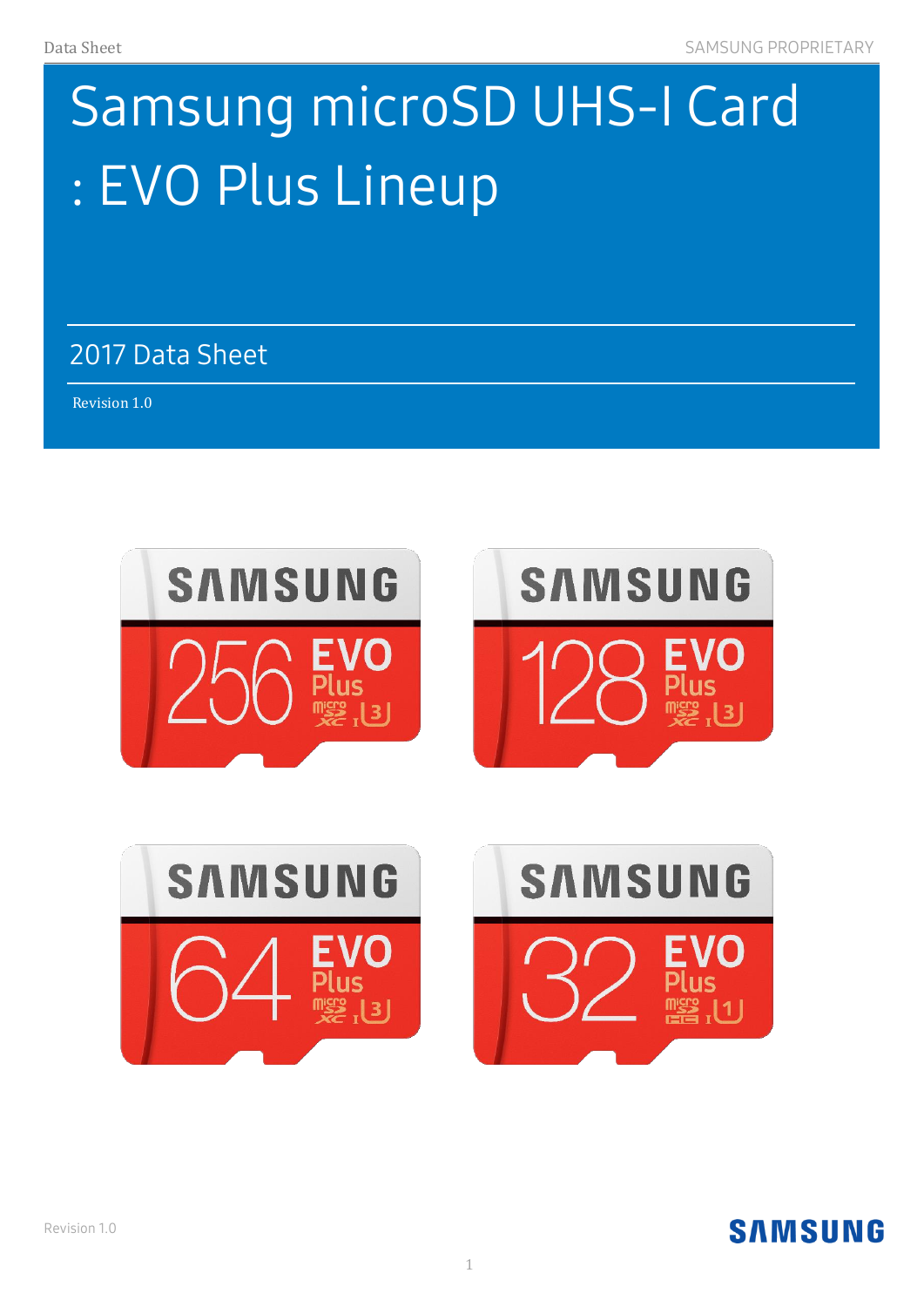# Samsung microSD UHS-I Card : EVO Plus Lineup

## 2017 Data Sheet

Revision 1.0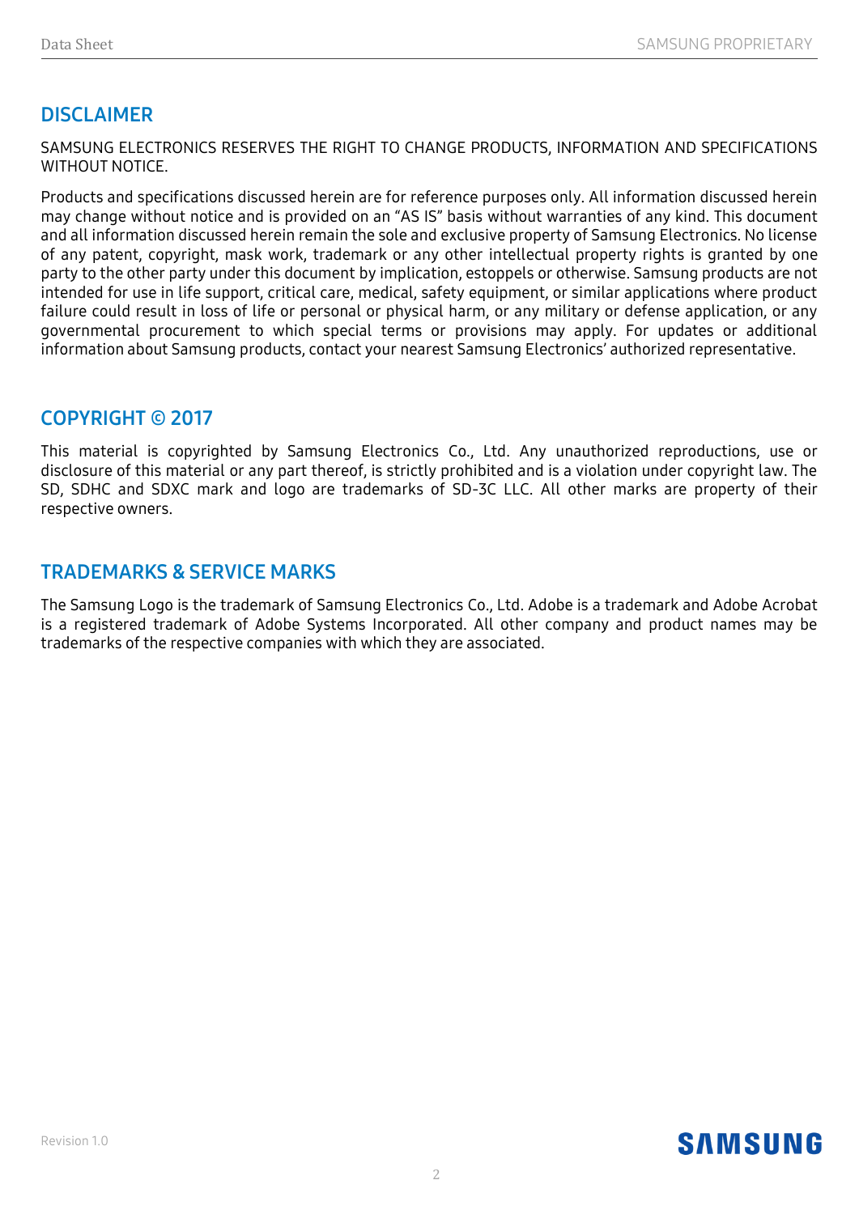## DISCLAIMER

SAMSUNG ELECTRONICS RESERVES THE RIGHT TO CHANGE PRODUCTS, INFORMATION AND SPECIFICATIONS WITHOUT NOTICE.

Products and specifications discussed herein are for reference purposes only. All information discussed herein may change without notice and is provided on an "AS IS" basis without warranties of any kind. This document and all information discussed herein remain the sole and exclusive property of Samsung Electronics. No license of any patent, copyright, mask work, trademark or any other intellectual property rights is granted by one party to the other party under this document by implication, estoppels or otherwise. Samsung products are not intended for use in life support, critical care, medical, safety equipment, or similar applications where product failure could result in loss of life or personal or physical harm, or any military or defense application, or any governmental procurement to which special terms or provisions may apply. For updates or additional information about Samsung products, contact your nearest Samsung Electronics' authorized representative.

## COPYRIGHT © 2017

This material is copyrighted by Samsung Electronics Co., Ltd. Any unauthorized reproductions, use or disclosure of this material or any part thereof, is strictly prohibited and is a violation under copyright law. The SD, SDHC and SDXC mark and logo are trademarks of SD-3C LLC. All other marks are property of their respective owners.

## TRADEMARKS & SERVICE MARKS

The Samsung Logo is the trademark of Samsung Electronics Co., Ltd. Adobe is a trademark and Adobe Acrobat is a registered trademark of Adobe Systems Incorporated. All other company and product names may be trademarks of the respective companies with which they are associated.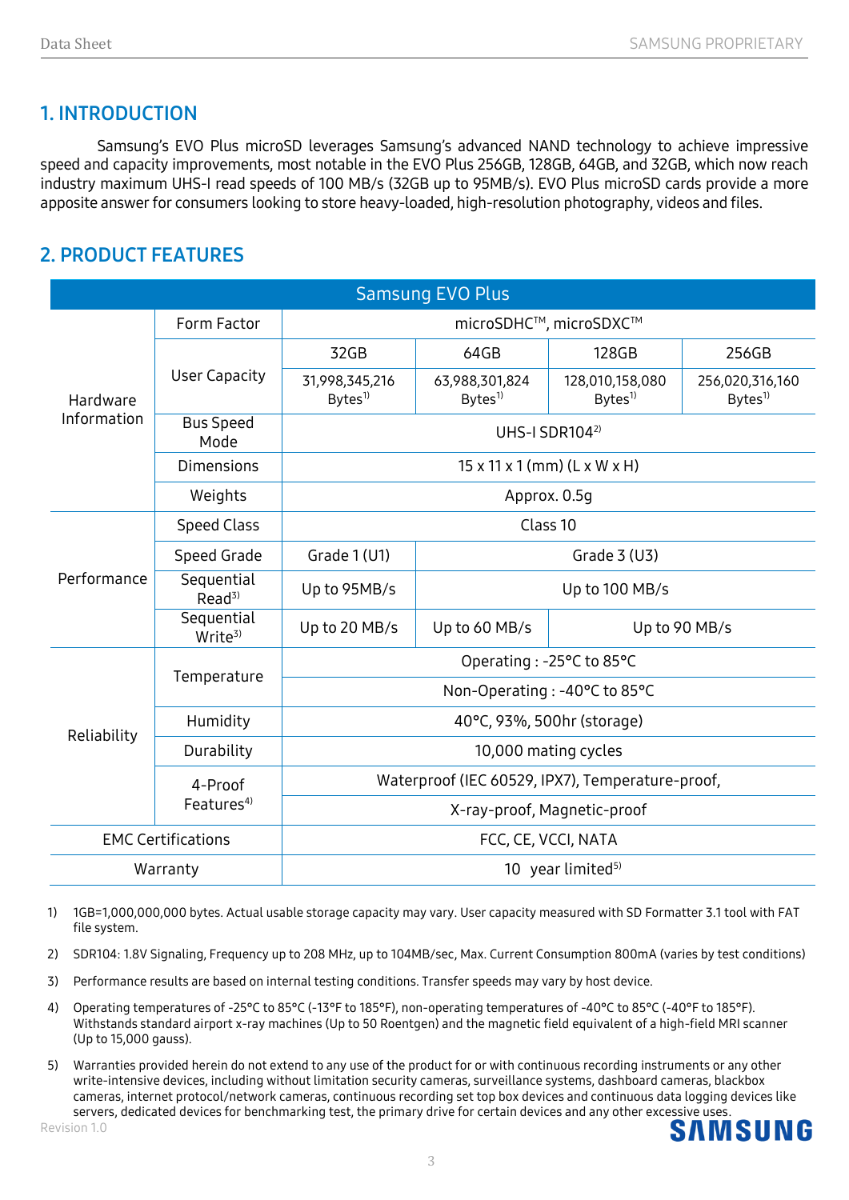## 1. INTRODUCTION

Samsung's EVO Plus microSD leverages Samsung's advanced NAND technology to achieve impressive speed and capacity improvements, most notable in the EVO Plus 256GB, 128GB, 64GB, and 32GB, which now reach industry maximum UHS-I read speeds of 100 MB/s (32GB up to 95MB/s). EVO Plus microSD cards provide a more apposite answer for consumers looking to store heavy-loaded, high-resolution photography, videos and files.

## 2. PRODUCT FEATURES

| Samsung EVO Plus | | | | | |
|---|---|---|---|---|---|
| Hardware Information | Form Factor | microSDHC™, microSDXC™ | | | |
| | User Capacity | 32GB | 64GB | 128GB | 256GB |
| | | 31,998,345,216 Bytes[1] | 63,988,301,824 Bytes[1] | 128,010,158,080 Bytes[1] | 256,020,316,160 Bytes[1] |
| | Bus Speed Mode | UHS-I SDR104[2] | | | |
| | Dimensions | 15 x 11 x 1 (mm) (L x W x H) | | | |
| | Weights | Approx. 0.5g | | | |
| Performance | Speed Class | Class 10 | | | |
| | Speed Grade | Grade 1 (U1) | Grade 3 (U3) | | |
| | Sequential Read[3] | Up to 95MB/s | Up to 100 MB/s | | |
| | Sequential Write[3] | Up to 20 MB/s | Up to 60 MB/s | Up to 90 MB/s | |
| Reliability | Temperature | Operating : -25°C to 85°C | | | |
| | | Non-Operating : -40°C to 85°C | | | |
| | Humidity | 40°C, 93%, 500hr (storage) | | | |
| | Durability | 10,000 mating cycles | | | |
| | 4-Proof Features[4] | Waterproof (IEC 60529, IPX7), Temperature-proof, | | | |
| | | X-ray-proof, Magnetic-proof | | | |
| EMC Certifications | | FCC, CE, VCCI, NATA | | | |
| Warranty | | 10 year limited[5] | | | |

1) 1GB=1,000,000,000 bytes. Actual usable storage capacity may vary. User capacity measured with SD Formatter 3.1 tool with FAT file system.

2) SDR104: 1.8V Signaling, Frequency up to 208 MHz, up to 104MB/sec, Max. Current Consumption 800mA (varies by test conditions)

3) Performance results are based on internal testing conditions. Transfer speeds may vary by host device.

4) Operating temperatures of -25°C to 85°C (-13°F to 185°F), non-operating temperatures of -40°C to 85°C (-40°F to 185°F). Withstands standard airport x-ray machines (Up to 50 Roentgen) and the magnetic field equivalent of a high-field MRI scanner (Up to 15,000 gauss).

5) Warranties provided herein do not extend to any use of the product for or with continuous recording instruments or any other write-intensive devices, including without limitation security cameras, surveillance systems, dashboard cameras, blackbox cameras, internet protocol/network cameras, continuous recording set top box devices and continuous data logging devices like servers, dedicated devices for benchmarking test, the primary drive for certain devices and any other excessive uses.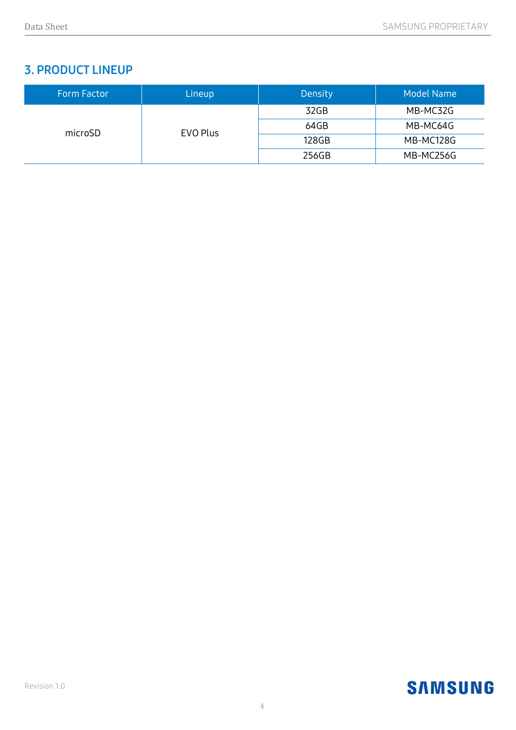## 3. PRODUCT LINEUP

| Form Factor | Lineup | Density | Model Name |
|---|---|---|---|
| microSD | EVO Plus | 32GB | MB-MC32G |
| | | 64GB | MB-MC64G |
| | | 128GB | MB-MC128G |
| | | 256GB | MB-MC256G |